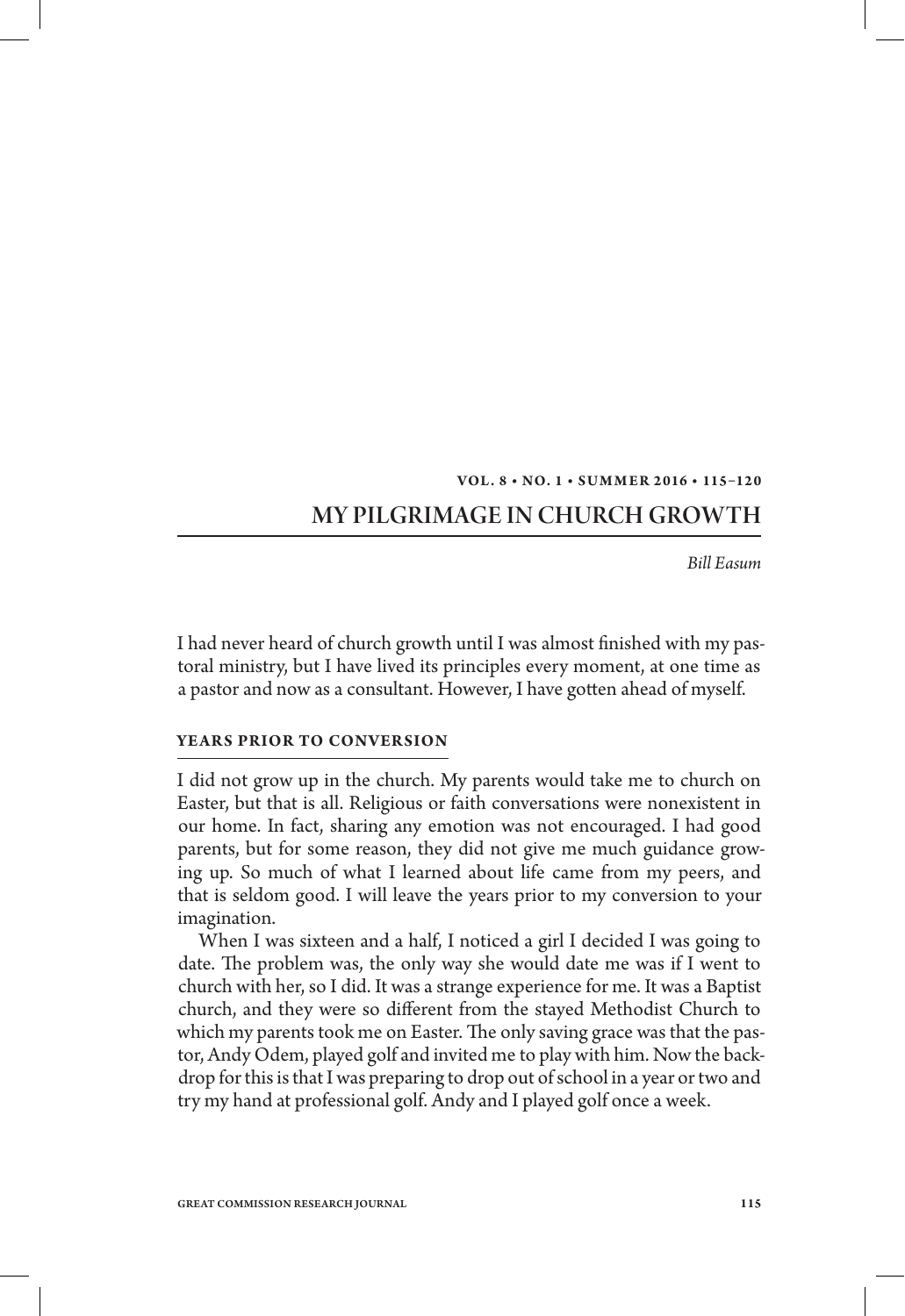# MY PILGRIMAGE IN CHURCH GROWTH

*Bill Easum*

I had never heard of church growth until I was almost finished with my pastoral ministry, but I have lived its principles every moment, at one time as a pastor and now as a consultant. However, I have gotten ahead of myself.

## YEARS PRIOR TO CONVERSION

I did not grow up in the church. My parents would take me to church on Easter, but that is all. Religious or faith conversations were nonexistent in our home. In fact, sharing any emotion was not encouraged. I had good parents, but for some reason, they did not give me much guidance growing up. So much of what I learned about life came from my peers, and that is seldom good. I will leave the years prior to my conversion to your imagination.

When I was sixteen and a half, I noticed a girl I decided I was going to date. The problem was, the only way she would date me was if I went to church with her, so I did. It was a strange experience for me. It was a Baptist church, and they were so different from the stayed Methodist Church to which my parents took me on Easter. The only saving grace was that the pastor, Andy Odem, played golf and invited me to play with him. Now the backdrop for this is that I was preparing to drop out of school in a year or two and try my hand at professional golf. Andy and I played golf once a week.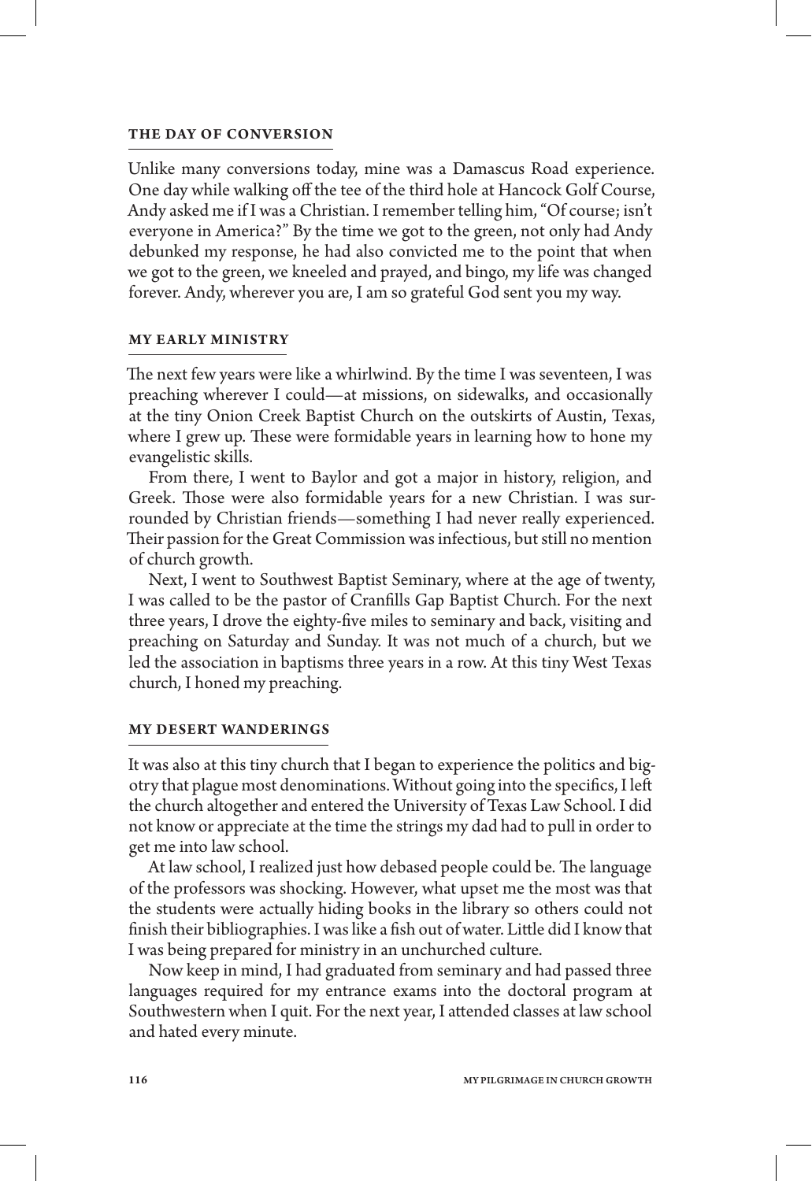### THE DAY OF CONVERSION

Unlike many conversions today, mine was a Damascus Road experience. One day while walking off the tee of the third hole at Hancock Golf Course, Andy asked me if I was a Christian. I remember telling him, "Of course; isn't everyone in America?" By the time we got to the green, not only had Andy debunked my response, he had also convicted me to the point that when we got to the green, we kneeled and prayed, and bingo, my life was changed forever. Andy, wherever you are, I am so grateful God sent you my way.

### MY EARLY MINISTRY

The next few years were like a whirlwind. By the time I was seventeen, I was preaching wherever I could—at missions, on sidewalks, and occasionally at the tiny Onion Creek Baptist Church on the outskirts of Austin, Texas, where I grew up. These were formidable years in learning how to hone my evangelistic skills.

From there, I went to Baylor and got a major in history, religion, and Greek. Those were also formidable years for a new Christian. I was surrounded by Christian friends—something I had never really experienced. Their passion for the Great Commission was infectious, but still no mention of church growth.

Next, I went to Southwest Baptist Seminary, where at the age of twenty, I was called to be the pastor of Cranfills Gap Baptist Church. For the next three years, I drove the eighty-five miles to seminary and back, visiting and preaching on Saturday and Sunday. It was not much of a church, but we led the association in baptisms three years in a row. At this tiny West Texas church, I honed my preaching.

### MY DESERT WANDERINGS

It was also at this tiny church that I began to experience the politics and bigotry that plague most denominations. Without going into the specifics, I left the church altogether and entered the University of Texas Law School. I did not know or appreciate at the time the strings my dad had to pull in order to get me into law school.

At law school, I realized just how debased people could be. The language of the professors was shocking. However, what upset me the most was that the students were actually hiding books in the library so others could not finish their bibliographies. I was like a fish out of water. Little did I know that I was being prepared for ministry in an unchurched culture.

Now keep in mind, I had graduated from seminary and had passed three languages required for my entrance exams into the doctoral program at Southwestern when I quit. For the next year, I attended classes at law school and hated every minute.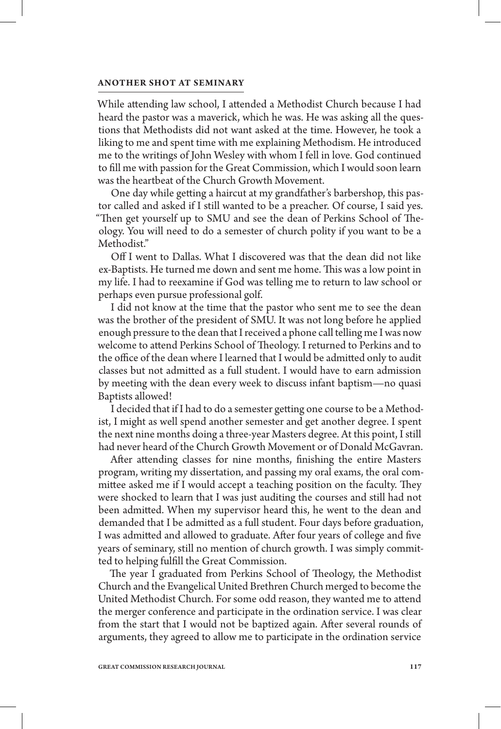## ANOTHER SHOT AT SEMINARY

While attending law school, I attended a Methodist Church because I had heard the pastor was a maverick, which he was. He was asking all the questions that Methodists did not want asked at the time. However, he took a liking to me and spent time with me explaining Methodism. He introduced me to the writings of John Wesley with whom I fell in love. God continued to fill me with passion for the Great Commission, which I would soon learn was the heartbeat of the Church Growth Movement.

One day while getting a haircut at my grandfather's barbershop, this pastor called and asked if I still wanted to be a preacher. Of course, I said yes. "Then get yourself up to SMU and see the dean of Perkins School of Theology. You will need to do a semester of church polity if you want to be a Methodist."

Off I went to Dallas. What I discovered was that the dean did not like ex-Baptists. He turned me down and sent me home. This was a low point in my life. I had to reexamine if God was telling me to return to law school or perhaps even pursue professional golf.

I did not know at the time that the pastor who sent me to see the dean was the brother of the president of SMU. It was not long before he applied enough pressure to the dean that I received a phone call telling me I was now welcome to attend Perkins School of Theology. I returned to Perkins and to the office of the dean where I learned that I would be admitted only to audit classes but not admitted as a full student. I would have to earn admission by meeting with the dean every week to discuss infant baptism—no quasi Baptists allowed!

I decided that if I had to do a semester getting one course to be a Methodist, I might as well spend another semester and get another degree. I spent the next nine months doing a three-year Masters degree. At this point, I still had never heard of the Church Growth Movement or of Donald McGavran.

After attending classes for nine months, finishing the entire Masters program, writing my dissertation, and passing my oral exams, the oral committee asked me if I would accept a teaching position on the faculty. They were shocked to learn that I was just auditing the courses and still had not been admitted. When my supervisor heard this, he went to the dean and demanded that I be admitted as a full student. Four days before graduation, I was admitted and allowed to graduate. After four years of college and five years of seminary, still no mention of church growth. I was simply committed to helping fulfill the Great Commission.

The year I graduated from Perkins School of Theology, the Methodist Church and the Evangelical United Brethren Church merged to become the United Methodist Church. For some odd reason, they wanted me to attend the merger conference and participate in the ordination service. I was clear from the start that I would not be baptized again. After several rounds of arguments, they agreed to allow me to participate in the ordination service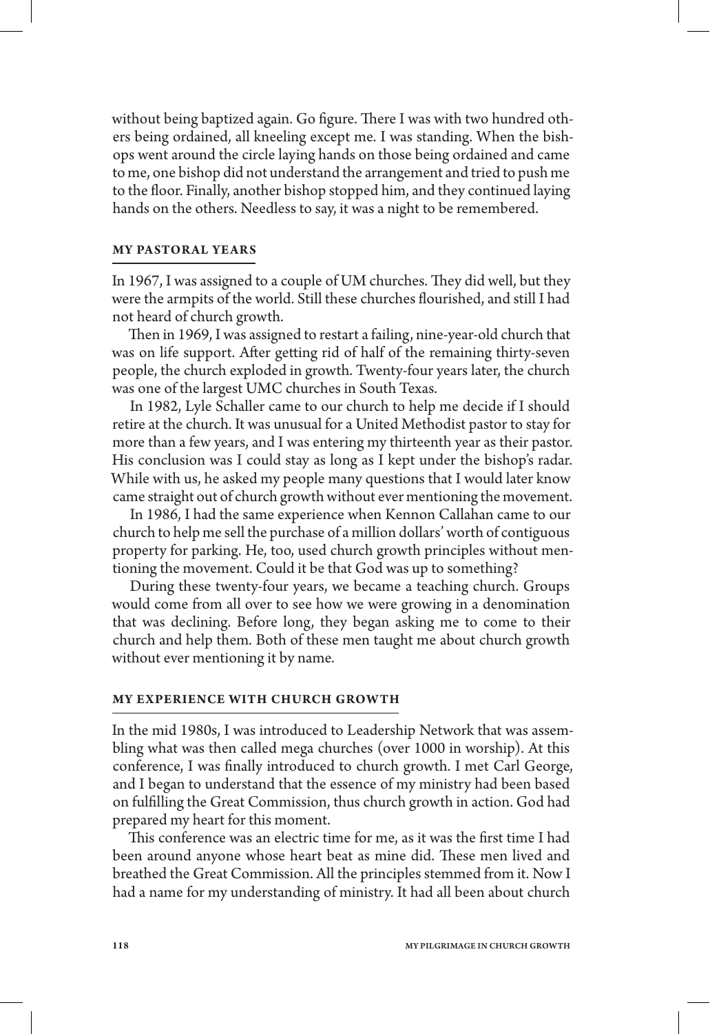without being baptized again. Go figure. There I was with two hundred others being ordained, all kneeling except me. I was standing. When the bishops went around the circle laying hands on those being ordained and came to me, one bishop did not understand the arrangement and tried to push me to the floor. Finally, another bishop stopped him, and they continued laying hands on the others. Needless to say, it was a night to be remembered.

## MY PASTORAL YEARS

In 1967, I was assigned to a couple of UM churches. They did well, but they were the armpits of the world. Still these churches flourished, and still I had not heard of church growth.

Then in 1969, I was assigned to restart a failing, nine-year-old church that was on life support. After getting rid of half of the remaining thirty-seven people, the church exploded in growth. Twenty-four years later, the church was one of the largest UMC churches in South Texas.

In 1982, Lyle Schaller came to our church to help me decide if I should retire at the church. It was unusual for a United Methodist pastor to stay for more than a few years, and I was entering my thirteenth year as their pastor. His conclusion was I could stay as long as I kept under the bishop's radar. While with us, he asked my people many questions that I would later know came straight out of church growth without ever mentioning the movement.

In 1986, I had the same experience when Kennon Callahan came to our church to help me sell the purchase of a million dollars' worth of contiguous property for parking. He, too, used church growth principles without mentioning the movement. Could it be that God was up to something?

During these twenty-four years, we became a teaching church. Groups would come from all over to see how we were growing in a denomination that was declining. Before long, they began asking me to come to their church and help them. Both of these men taught me about church growth without ever mentioning it by name.

## MY EXPERIENCE WITH CHURCH GROWTH

In the mid 1980s, I was introduced to Leadership Network that was assembling what was then called mega churches (over 1000 in worship). At this conference, I was finally introduced to church growth. I met Carl George, and I began to understand that the essence of my ministry had been based on fulfilling the Great Commission, thus church growth in action. God had prepared my heart for this moment.

This conference was an electric time for me, as it was the first time I had been around anyone whose heart beat as mine did. These men lived and breathed the Great Commission. All the principles stemmed from it. Now I had a name for my understanding of ministry. It had all been about church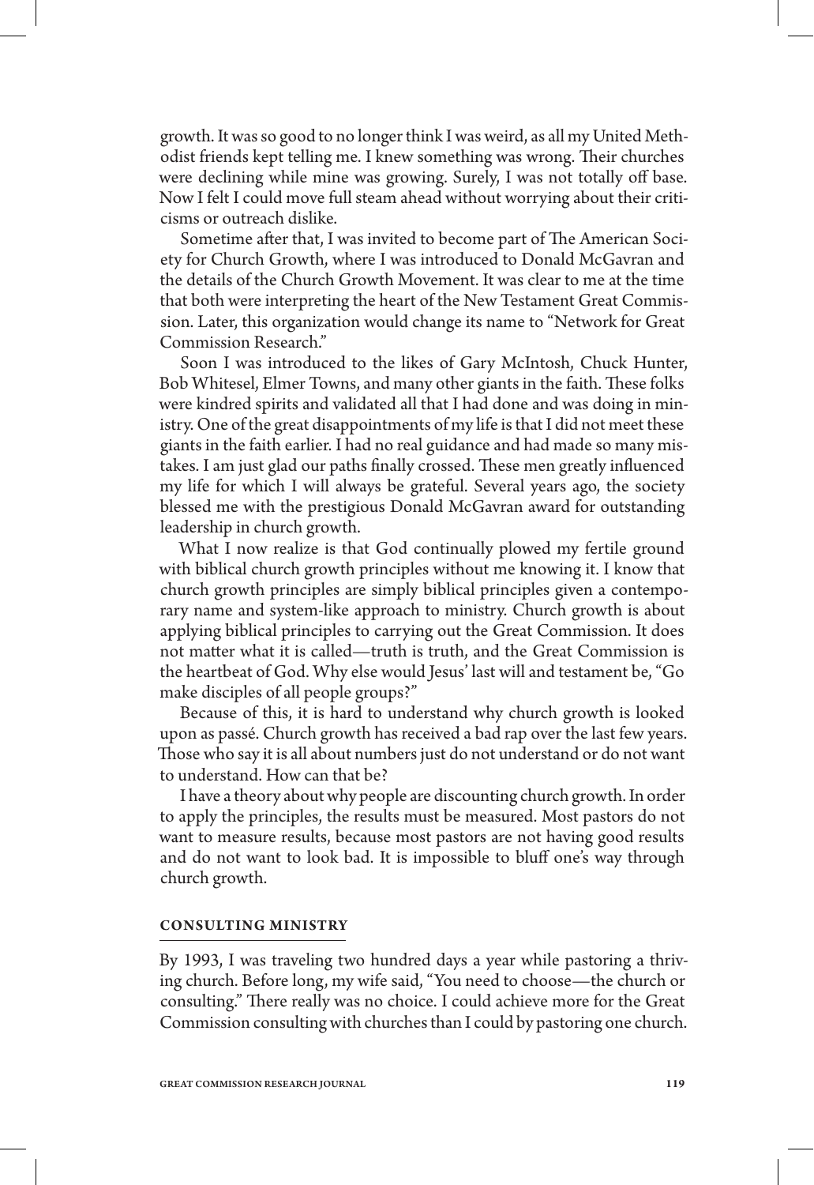growth. It was so good to no longer think I was weird, as all my United Methodist friends kept telling me. I knew something was wrong. Their churches were declining while mine was growing. Surely, I was not totally off base. Now I felt I could move full steam ahead without worrying about their criticisms or outreach dislike.

Sometime after that, I was invited to become part of The American Society for Church Growth, where I was introduced to Donald McGavran and the details of the Church Growth Movement. It was clear to me at the time that both were interpreting the heart of the New Testament Great Commission. Later, this organization would change its name to "Network for Great Commission Research."

Soon I was introduced to the likes of Gary McIntosh, Chuck Hunter, Bob Whitesel, Elmer Towns, and many other giants in the faith. These folks were kindred spirits and validated all that I had done and was doing in ministry. One of the great disappointments of my life is that I did not meet these giants in the faith earlier. I had no real guidance and had made so many mistakes. I am just glad our paths finally crossed. These men greatly influenced my life for which I will always be grateful. Several years ago, the society blessed me with the prestigious Donald McGavran award for outstanding leadership in church growth.

What I now realize is that God continually plowed my fertile ground with biblical church growth principles without me knowing it. I know that church growth principles are simply biblical principles given a contemporary name and system-like approach to ministry. Church growth is about applying biblical principles to carrying out the Great Commission. It does not matter what it is called—truth is truth, and the Great Commission is the heartbeat of God. Why else would Jesus' last will and testament be, "Go make disciples of all people groups?"

Because of this, it is hard to understand why church growth is looked upon as passé. Church growth has received a bad rap over the last few years. Those who say it is all about numbers just do not understand or do not want to understand. How can that be?

I have a theory about why people are discounting church growth. In order to apply the principles, the results must be measured. Most pastors do not want to measure results, because most pastors are not having good results and do not want to look bad. It is impossible to bluff one's way through church growth.

### CONSULTING MINISTRY

By 1993, I was traveling two hundred days a year while pastoring a thriving church. Before long, my wife said, "You need to choose—the church or consulting." There really was no choice. I could achieve more for the Great Commission consulting with churches than I could by pastoring one church.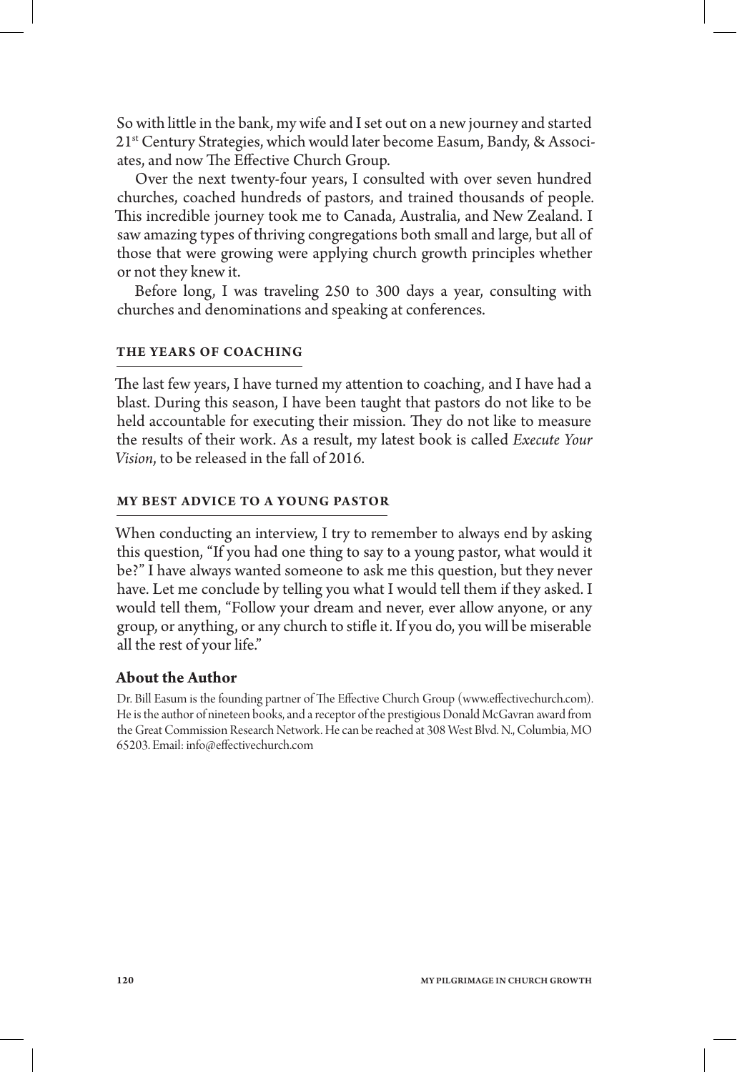So with little in the bank, my wife and I set out on a new journey and started 21st Century Strategies, which would later become Easum, Bandy, & Associates, and now The Effective Church Group.

Over the next twenty-four years, I consulted with over seven hundred churches, coached hundreds of pastors, and trained thousands of people. This incredible journey took me to Canada, Australia, and New Zealand. I saw amazing types of thriving congregations both small and large, but all of those that were growing were applying church growth principles whether or not they knew it.

Before long, I was traveling 250 to 300 days a year, consulting with churches and denominations and speaking at conferences.

## THE YEARS OF COACHING

The last few years, I have turned my attention to coaching, and I have had a blast. During this season, I have been taught that pastors do not like to be held accountable for executing their mission. They do not like to measure the results of their work. As a result, my latest book is called *Execute Your Vision*, to be released in the fall of 2016.

## MY BEST ADVICE TO A YOUNG PASTOR

When conducting an interview, I try to remember to always end by asking this question, "If you had one thing to say to a young pastor, what would it be?" I have always wanted someone to ask me this question, but they never have. Let me conclude by telling you what I would tell them if they asked. I would tell them, "Follow your dream and never, ever allow anyone, or any group, or anything, or any church to stifle it. If you do, you will be miserable all the rest of your life."

### About the Author

Dr. Bill Easum is the founding partner of The Effective Church Group (www.effectivechurch.com). He is the author of nineteen books, and a receptor of the prestigious Donald McGavran award from the Great Commission Research Network. He can be reached at 308 West Blvd. N., Columbia, MO 65203. Email: info@effectivechurch.com